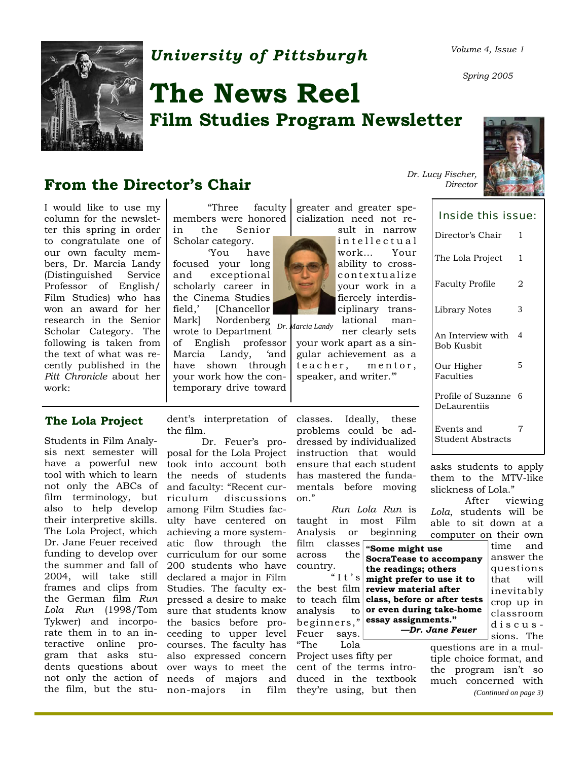*University of Pittsburgh*

# The News Reel

## Film Studies Program Newsletter

Volume 4, Issue 1

Spring 2005

*Dr. Lucy Fischer, Director*

**Inside this issue:**

| | |
|---|---|
| Director's Chair | 1 |
| The Lola Project | 1 |
| Faculty Profile | 2 |
| Library Notes | 3 |
| An Interview with Bob Kusbit | 4 |
| Our Higher Faculties | 5 |
| Profile of Suzanne DeLaurentiis | 6 |
| Events and Student Abstracts | 7 |

## From the Director's Chair

I would like to use my column for the newsletter this spring in order to congratulate one of our own faculty members, Dr. Marcia Landy (Distinguished Service Professor of English/ Film Studies) who has won an award for her research in the Senior Scholar Category. The following is taken from the text of what was recently published in the *Pitt Chronicle* about her work:

"Three faculty members were honored in the Senior Scholar category.

'You have focused your long and exceptional scholarly career in the Cinema Studies field,' [Chancellor Mark] Nordenberg wrote to Department of English professor Marcia Landy, 'and have shown through your work how the contemporary drive toward greater and greater specialization need not result in narrow intellectual work... Your ability to cross-contextualize your work in a fiercely interdisciplinary translational manner clearly sets your work apart as a singular achievement as a teacher, mentor, speaker, and writer.'"

*Dr. Marcia Landy*

## The Lola Project

Students in Film Analysis next semester will have a powerful new tool with which to learn not only the ABCs of film terminology, but also to help develop their interpretive skills. The Lola Project, which Dr. Jane Feuer received funding to develop over the summer and fall of 2004, will take still frames and clips from the German film *Run Lola Run* (1998/Tom Tykwer) and incorporate them in to an interactive online program that asks students questions about not only the action of the film, but the student's interpretation of the film.

Dr. Feuer's proposal for the Lola Project took into account both the needs of students and faculty: "Recent curriculum discussions among Film Studies faculty have centered on achieving a more systematic flow through the curriculum for our some 200 students who have declared a major in Film Studies. The faculty expressed a desire to make sure that students know the basics before proceeding to upper level courses. The faculty has also expressed concern over ways to meet the needs of majors and non-majors in film classes. Ideally, these problems could be addressed by individualized instruction that would ensure that each student has mastered the fundamentals before moving on."

*Run Lola Run* is taught in most Film Analysis or beginning film classes across the country.

"It's the best film to teach film analysis to beginners," Feuer says. "The Lola Project uses fifty per cent of the terms introduced in the textbook they're using, but then asks students to apply them to the MTV-like slickness of Lola."

> **"Some might use SocraTease to accompany the readings; others might prefer to use it to review material after class, before or after tests or even during take-home essay assignments."**
> ***—Dr. Jane Feuer***

After viewing *Lola*, students will be able to sit down at a computer on their own time and answer the questions that will inevitably crop up in classroom discussions. The questions are in a multiple choice format, and the program isn't so much concerned with

*(Continued on page 3)*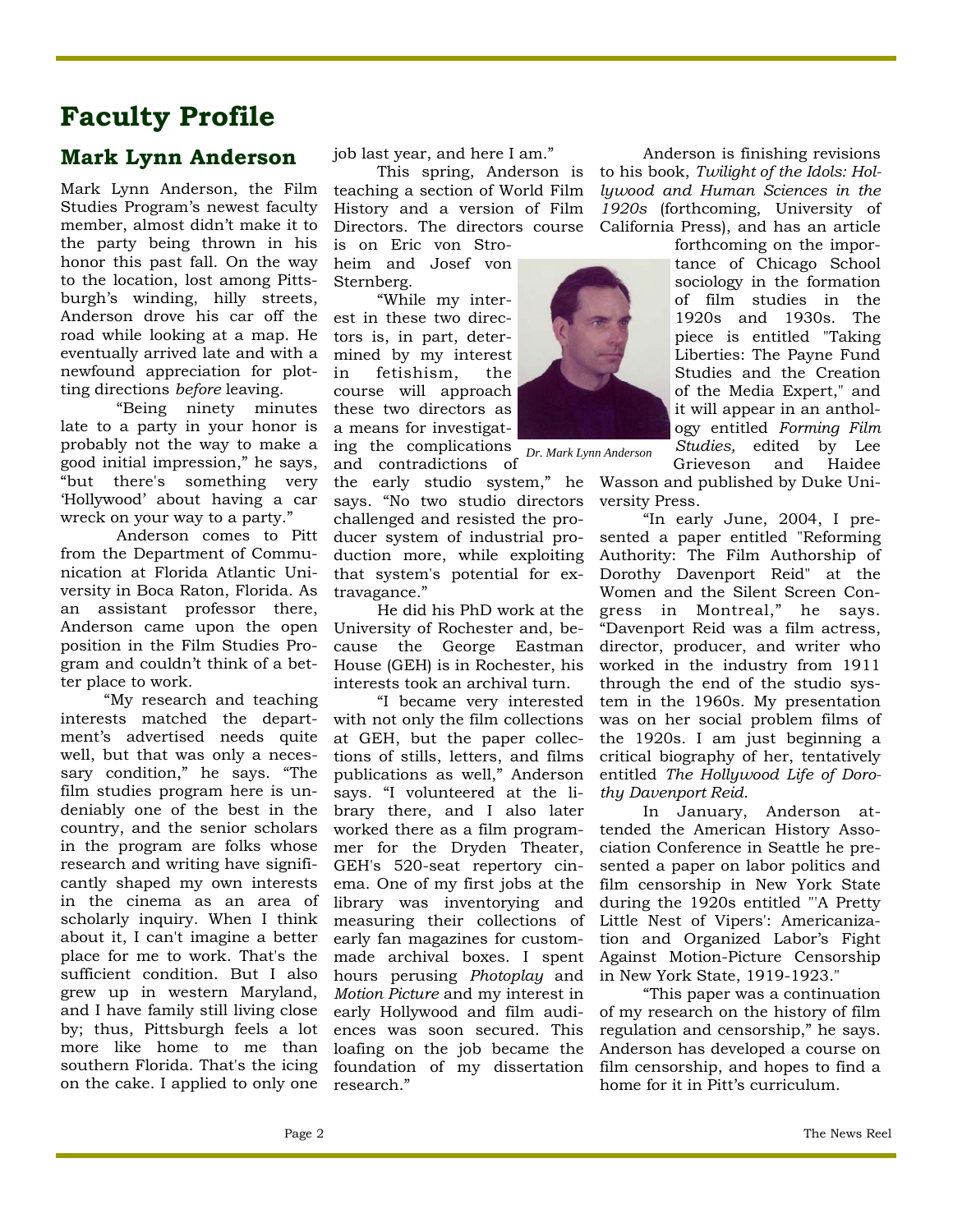# Faculty Profile

## Mark Lynn Anderson

Mark Lynn Anderson, the Film Studies Program's newest faculty member, almost didn't make it to the party being thrown in his honor this past fall. On the way to the location, lost among Pittsburgh's winding, hilly streets, Anderson drove his car off the road while looking at a map. He eventually arrived late and with a newfound appreciation for plotting directions *before* leaving.

"Being ninety minutes late to a party in your honor is probably not the way to make a good initial impression," he says, "but there's something very 'Hollywood' about having a car wreck on your way to a party."

Anderson comes to Pitt from the Department of Communication at Florida Atlantic University in Boca Raton, Florida. As an assistant professor there, Anderson came upon the open position in the Film Studies Program and couldn't think of a better place to work.

"My research and teaching interests matched the department's advertised needs quite well, but that was only a necessary condition," he says. "The film studies program here is undeniably one of the best in the country, and the senior scholars in the program are folks whose research and writing have significantly shaped my own interests in the cinema as an area of scholarly inquiry. When I think about it, I can't imagine a better place for me to work. That's the sufficient condition. But I also grew up in western Maryland, and I have family still living close by; thus, Pittsburgh feels a lot more like home to me than southern Florida. That's the icing on the cake. I applied to only one job last year, and here I am."

This spring, Anderson is teaching a section of World Film History and a version of Film Directors. The directors course is on Eric von Stroheim and Josef von Sternberg.

"While my interest in these two directors is, in part, determined by my interest in fetishism, the course will approach these two directors as a means for investigating the complications and contradictions of the early studio system," he says. "No two studio directors challenged and resisted the producer system of industrial production more, while exploiting that system's potential for extravagance."

He did his PhD work at the University of Rochester and, because the George Eastman House (GEH) is in Rochester, his interests took an archival turn.

"I became very interested with not only the film collections at GEH, but the paper collections of stills, letters, and films publications as well," Anderson says. "I volunteered at the library there, and I also later worked there as a film programmer for the Dryden Theater, GEH's 520-seat repertory cinema. One of my first jobs at the library was inventorying and measuring their collections of early fan magazines for custom-made archival boxes. I spent hours perusing *Photoplay* and *Motion Picture* and my interest in early Hollywood and film audiences was soon secured. This loafing on the job became the foundation of my dissertation research."

*Dr. Mark Lynn Anderson*

Anderson is finishing revisions to his book, *Twilight of the Idols: Hollywood and Human Sciences in the 1920s* (forthcoming, University of California Press), and has an article forthcoming on the importance of Chicago School sociology in the formation of film studies in the 1920s and 1930s. The piece is entitled "Taking Liberties: The Payne Fund Studies and the Creation of the Media Expert," and it will appear in an anthology entitled *Forming Film Studies,* edited by Lee Grieveson and Haidee Wasson and published by Duke University Press.

"In early June, 2004, I presented a paper entitled "Reforming Authority: The Film Authorship of Dorothy Davenport Reid" at the Women and the Silent Screen Congress in Montreal," he says. "Davenport Reid was a film actress, director, producer, and writer who worked in the industry from 1911 through the end of the studio system in the 1960s. My presentation was on her social problem films of the 1920s. I am just beginning a critical biography of her, tentatively entitled *The Hollywood Life of Dorothy Davenport Reid*.

In January, Anderson attended the American History Association Conference in Seattle he presented a paper on labor politics and film censorship in New York State during the 1920s entitled "'A Pretty Little Nest of Vipers': Americanization and Organized Labor's Fight Against Motion-Picture Censorship in New York State, 1919-1923."

"This paper was a continuation of my research on the history of film regulation and censorship," he says. Anderson has developed a course on film censorship, and hopes to find a home for it in Pitt's curriculum.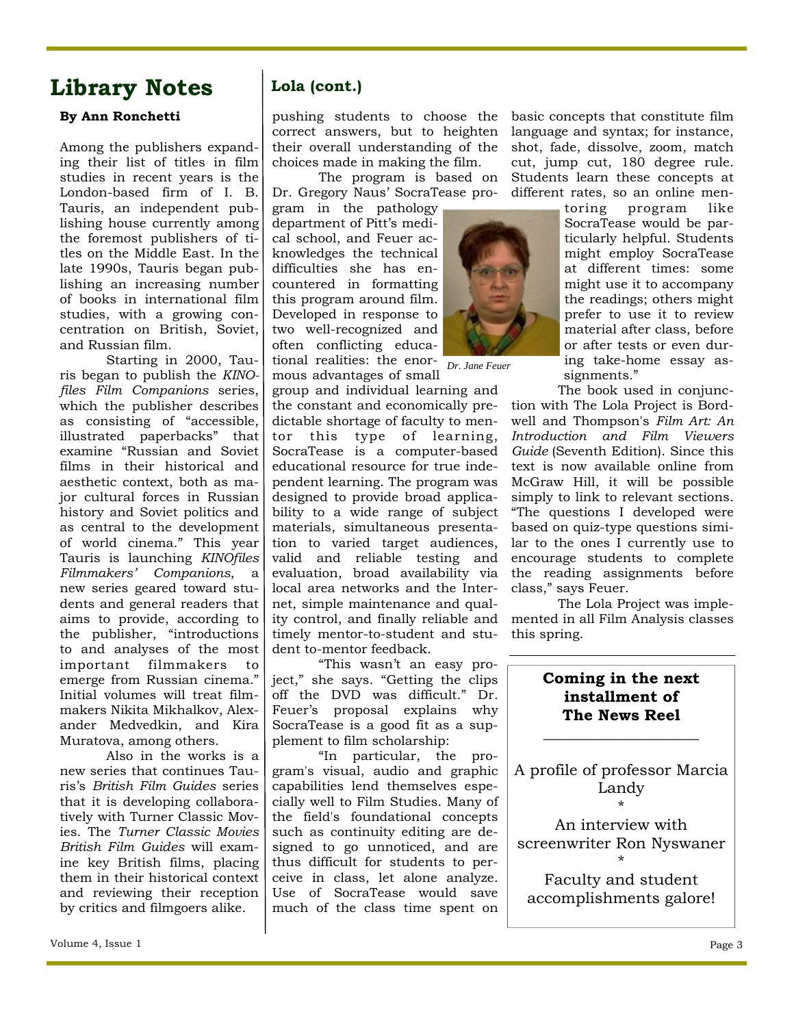# Library Notes

**By Ann Ronchetti**

Among the publishers expanding their list of titles in film studies in recent years is the London-based firm of I. B. Tauris, an independent publishing house currently among the foremost publishers of titles on the Middle East. In the late 1990s, Tauris began publishing an increasing number of books in international film studies, with a growing concentration on British, Soviet, and Russian film.

Starting in 2000, Tauris began to publish the *KINOfiles Film Companions* series, which the publisher describes as consisting of "accessible, illustrated paperbacks" that examine "Russian and Soviet films in their historical and aesthetic context, both as major cultural forces in Russian history and Soviet politics and as central to the development of world cinema." This year Tauris is launching *KINOfiles Filmmakers' Companions*, a new series geared toward students and general readers that aims to provide, according to the publisher, "introductions to and analyses of the most important filmmakers to emerge from Russian cinema." Initial volumes will treat filmmakers Nikita Mikhalkov, Alexander Medvedkin, and Kira Muratova, among others.

Also in the works is a new series that continues Tauris's *British Film Guides* series that it is developing collaboratively with Turner Classic Movies. The *Turner Classic Movies British Film Guides* will examine key British films, placing them in their historical context and reviewing their reception by critics and filmgoers alike.

## Lola (cont.)

pushing students to choose the correct answers, but to heighten their overall understanding of the choices made in making the film.

The program is based on Dr. Gregory Naus' SocraTease program in the pathology department of Pitt's medical school, and Feuer acknowledges the technical difficulties she has encountered in formatting this program around film. Developed in response to two well-recognized and often conflicting educational realities: the enormous advantages of small group and individual learning and the constant and economically predictable shortage of faculty to mentor this type of learning, SocraTease is a computer-based educational resource for true independent learning. The program was designed to provide broad applicability to a wide range of subject materials, simultaneous presentation to varied target audiences, valid and reliable testing and evaluation, broad availability via local area networks and the Internet, simple maintenance and quality control, and finally reliable and timely mentor-to-student and student to-mentor feedback.

*Dr. Jane Feuer*

"This wasn't an easy project," she says. "Getting the clips off the DVD was difficult." Dr. Feuer's proposal explains why SocraTease is a good fit as a supplement to film scholarship:

"In particular, the program's visual, audio and graphic capabilities lend themselves especially well to Film Studies. Many of the field's foundational concepts such as continuity editing are designed to go unnoticed, and are thus difficult for students to perceive in class, let alone analyze. Use of SocraTease would save much of the class time spent on basic concepts that constitute film language and syntax; for instance, shot, fade, dissolve, zoom, match cut, jump cut, 180 degree rule. Students learn these concepts at different rates, so an online mentoring program like SocraTease would be particularly helpful. Students might employ SocraTease at different times: some might use it to accompany the readings; others might prefer to use it to review material after class, before or after tests or even during take-home essay assignments."

The book used in conjunction with The Lola Project is Bordwell and Thompson's *Film Art: An Introduction and Film Viewers Guide* (Seventh Edition). Since this text is now available online from McGraw Hill, it will be possible simply to link to relevant sections. "The questions I developed were based on quiz-type questions similar to the ones I currently use to encourage students to complete the reading assignments before class," says Feuer.

The Lola Project was implemented in all Film Analysis classes this spring.

---

**Coming in the next installment of The News Reel**

A profile of professor Marcia Landy

*

An interview with screenwriter Ron Nyswaner

*

Faculty and student accomplishments galore!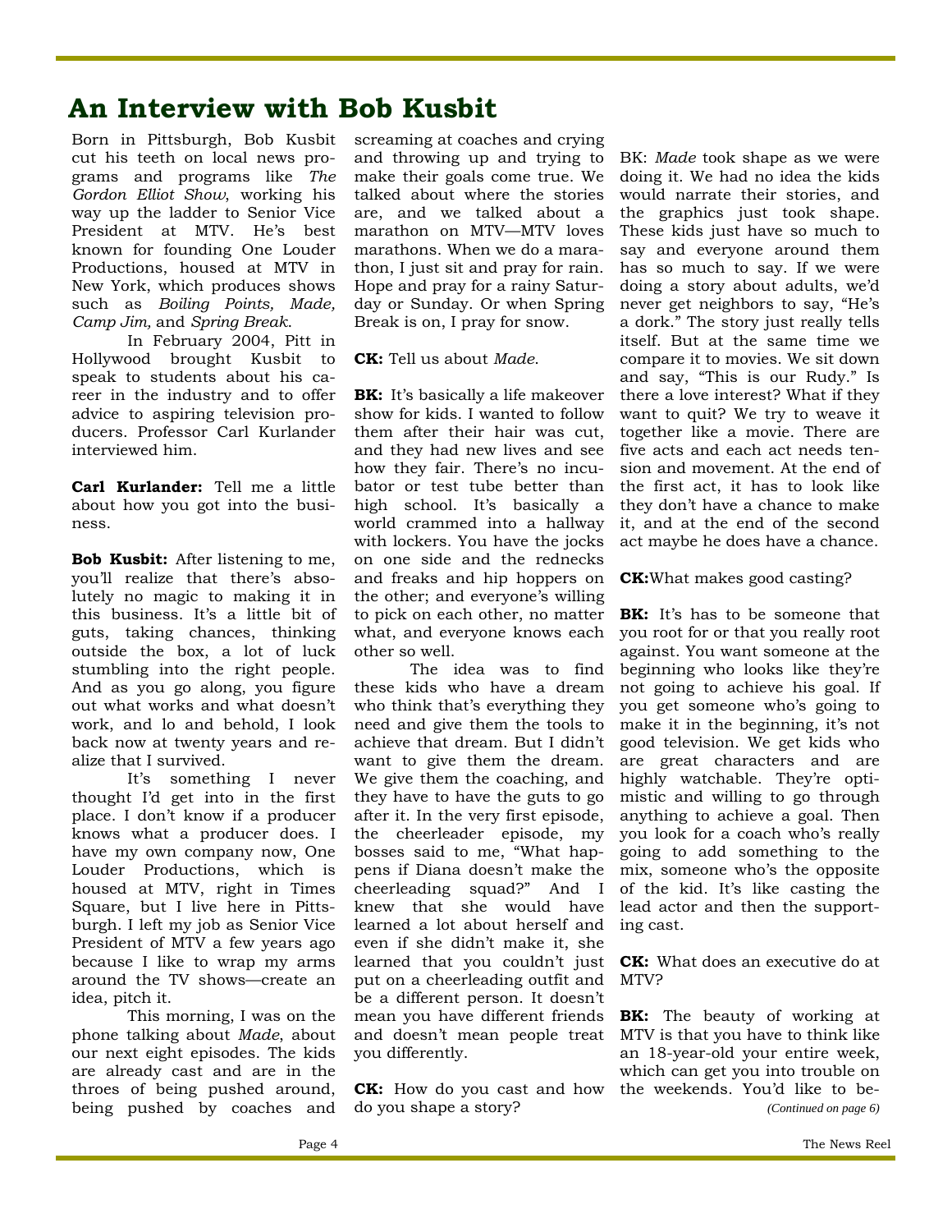# An Interview with Bob Kusbit

Born in Pittsburgh, Bob Kusbit cut his teeth on local news programs and programs like *The Gordon Elliot Show*, working his way up the ladder to Senior Vice President at MTV. He's best known for founding One Louder Productions, housed at MTV in New York, which produces shows such as *Boiling Points, Made, Camp Jim,* and *Spring Break*.

In February 2004, Pitt in Hollywood brought Kusbit to speak to students about his career in the industry and to offer advice to aspiring television producers. Professor Carl Kurlander interviewed him.

**Carl Kurlander:** Tell me a little about how you got into the business.

**Bob Kusbit:** After listening to me, you'll realize that there's absolutely no magic to making it in this business. It's a little bit of guts, taking chances, thinking outside the box, a lot of luck stumbling into the right people. And as you go along, you figure out what works and what doesn't work, and lo and behold, I look back now at twenty years and realize that I survived.

It's something I never thought I'd get into in the first place. I don't know if a producer knows what a producer does. I have my own company now, One Louder Productions, which is housed at MTV, right in Times Square, but I live here in Pittsburgh. I left my job as Senior Vice President of MTV a few years ago because I like to wrap my arms around the TV shows—create an idea, pitch it.

This morning, I was on the phone talking about *Made*, about our next eight episodes. The kids are already cast and are in the throes of being pushed around, being pushed by coaches and screaming at coaches and crying and throwing up and trying to make their goals come true. We talked about where the stories are, and we talked about a marathon on MTV—MTV loves marathons. When we do a marathon, I just sit and pray for rain. Hope and pray for a rainy Saturday or Sunday. Or when Spring Break is on, I pray for snow.

**CK:** Tell us about *Made*.

**BK:** It's basically a life makeover show for kids. I wanted to follow them after their hair was cut, and they had new lives and see how they fair. There's no incubator or test tube better than high school. It's basically a world crammed into a hallway with lockers. You have the jocks on one side and the rednecks and freaks and hip hoppers on the other; and everyone's willing to pick on each other, no matter what, and everyone knows each other so well.

The idea was to find these kids who have a dream who think that's everything they need and give them the tools to achieve that dream. But I didn't want to give them the dream. We give them the coaching, and they have to have the guts to go after it. In the very first episode, the cheerleader episode, my bosses said to me, "What happens if Diana doesn't make the cheerleading squad?" And I knew that she would have learned a lot about herself and even if she didn't make it, she learned that you couldn't just put on a cheerleading outfit and be a different person. It doesn't mean you have different friends and doesn't mean people treat you differently.

**CK:** How do you cast and how do you shape a story?

BK: *Made* took shape as we were doing it. We had no idea the kids would narrate their stories, and the graphics just took shape. These kids just have so much to say and everyone around them has so much to say. If we were doing a story about adults, we'd never get neighbors to say, "He's a dork." The story just really tells itself. But at the same time we compare it to movies. We sit down and say, "This is our Rudy." Is there a love interest? What if they want to quit? We try to weave it together like a movie. There are five acts and each act needs tension and movement. At the end of the first act, it has to look like they don't have a chance to make it, and at the end of the second act maybe he does have a chance.

**CK:**What makes good casting?

**BK:** It's has to be someone that you root for or that you really root against. You want someone at the beginning who looks like they're not going to achieve his goal. If you get someone who's going to make it in the beginning, it's not good television. We get kids who are great characters and are highly watchable. They're optimistic and willing to go through anything to achieve a goal. Then you look for a coach who's really going to add something to the mix, someone who's the opposite of the kid. It's like casting the lead actor and then the supporting cast.

**CK:** What does an executive do at MTV?

**BK:** The beauty of working at MTV is that you have to think like an 18-year-old your entire week, which can get you into trouble on the weekends. You'd like to be-

*(Continued on page 6)*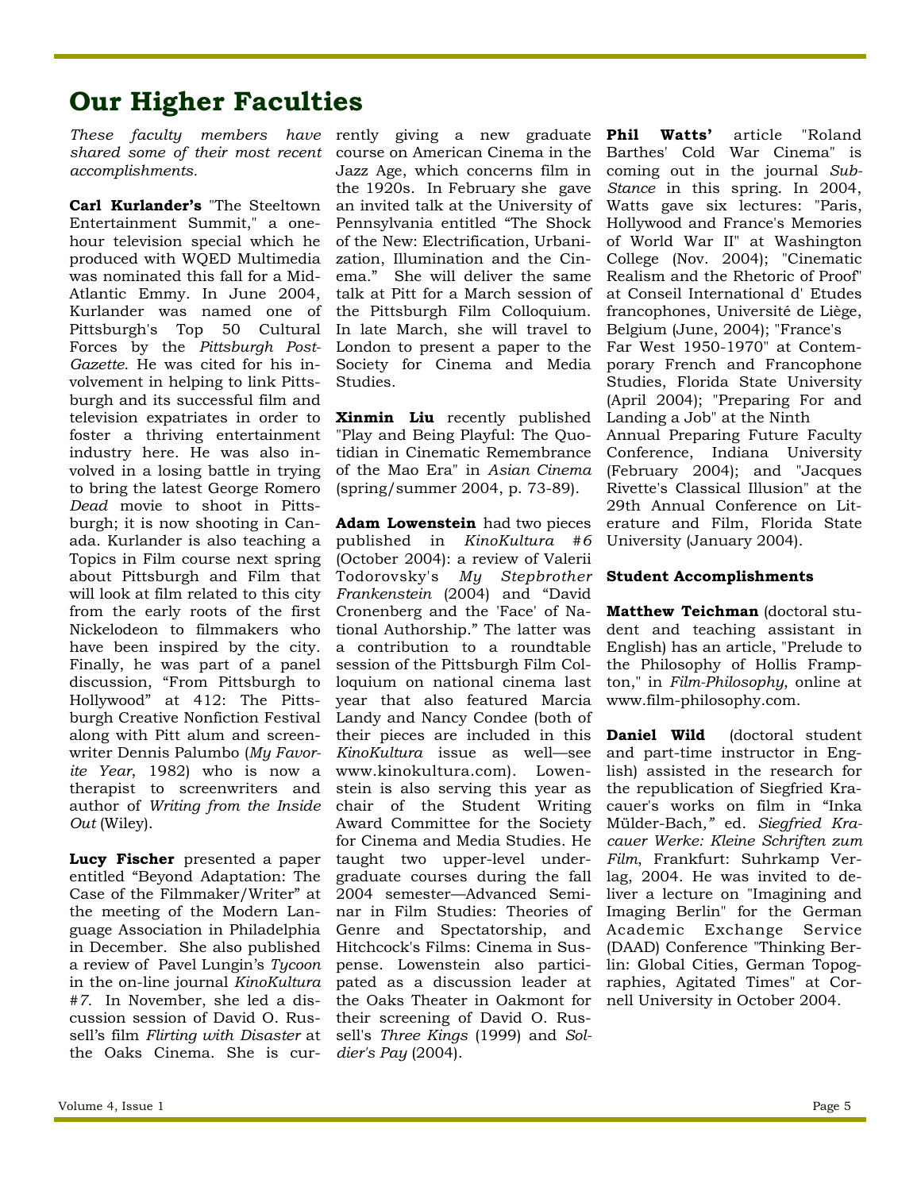# Our Higher Faculties

*These faculty members have shared some of their most recent accomplishments.*

**Carl Kurlander's** "The Steeltown Entertainment Summit," a one-hour television special which he produced with WQED Multimedia was nominated this fall for a Mid-Atlantic Emmy. In June 2004, Kurlander was named one of Pittsburgh's Top 50 Cultural Forces by the *Pittsburgh Post-Gazette*. He was cited for his involvement in helping to link Pittsburgh and its successful film and television expatriates in order to foster a thriving entertainment industry here. He was also involved in a losing battle in trying to bring the latest George Romero *Dead* movie to shoot in Pittsburgh; it is now shooting in Canada. Kurlander is also teaching a Topics in Film course next spring about Pittsburgh and Film that will look at film related to this city from the early roots of the first Nickelodeon to filmmakers who have been inspired by the city. Finally, he was part of a panel discussion, "From Pittsburgh to Hollywood" at 412: The Pittsburgh Creative Nonfiction Festival along with Pitt alum and screenwriter Dennis Palumbo (*My Favorite Year*, 1982) who is now a therapist to screenwriters and author of *Writing from the Inside Out* (Wiley).

**Lucy Fischer** presented a paper entitled "Beyond Adaptation: The Case of the Filmmaker/Writer" at the meeting of the Modern Language Association in Philadelphia in December. She also published a review of Pavel Lungin's *Tycoon* in the on-line journal *KinoKultura #7*. In November, she led a discussion session of David O. Russell's film *Flirting with Disaster* at the Oaks Cinema. She is currently giving a new graduate course on American Cinema in the Jazz Age, which concerns film in the 1920s. In February she gave an invited talk at the University of Pennsylvania entitled "The Shock of the New: Electrification, Urbanization, Illumination and the Cinema." She will deliver the same talk at Pitt for a March session of the Pittsburgh Film Colloquium. In late March, she will travel to London to present a paper to the Society for Cinema and Media Studies.

**Xinmin Liu** recently published "Play and Being Playful: The Quotidian in Cinematic Remembrance of the Mao Era" in *Asian Cinema* (spring/summer 2004, p. 73-89).

**Adam Lowenstein** had two pieces published in *KinoKultura #6* (October 2004): a review of Valerii Todorovsky's *My Stepbrother Frankenstein* (2004) and "David Cronenberg and the 'Face' of National Authorship." The latter was a contribution to a roundtable session of the Pittsburgh Film Colloquium on national cinema last year that also featured Marcia Landy and Nancy Condee (both of their pieces are included in this *KinoKultura* issue as well—see www.kinokultura.com). Lowenstein is also serving this year as chair of the Student Writing Award Committee for the Society for Cinema and Media Studies. He taught two upper-level undergraduate courses during the fall 2004 semester—Advanced Seminar in Film Studies: Theories of Genre and Spectatorship, and Hitchcock's Films: Cinema in Suspense. Lowenstein also participated as a discussion leader at the Oaks Theater in Oakmont for their screening of David O. Russell's *Three Kings* (1999) and *Soldier's Pay* (2004).

**Phil Watts'** article "Roland Barthes' Cold War Cinema" is coming out in the journal *Sub-Stance* in this spring. In 2004, Watts gave six lectures: "Paris, Hollywood and France's Memories of World War II" at Washington College (Nov. 2004); "Cinematic Realism and the Rhetoric of Proof" at Conseil International d' Etudes francophones, Université de Liège, Belgium (June, 2004); "France's Far West 1950-1970" at Contemporary French and Francophone Studies, Florida State University (April 2004); "Preparing For and Landing a Job" at the Ninth Annual Preparing Future Faculty Conference, Indiana University (February 2004); and "Jacques Rivette's Classical Illusion" at the 29th Annual Conference on Literature and Film, Florida State University (January 2004).

### Student Accomplishments

**Matthew Teichman** (doctoral student and teaching assistant in English) has an article, "Prelude to the Philosophy of Hollis Frampton," in *Film-Philosophy*, online at www.film-philosophy.com.

**Daniel Wild** (doctoral student and part-time instructor in English) assisted in the research for the republication of Siegfried Kracauer's works on film in "Inka Mülder-Bach," ed. *Siegfried Kracauer Werke: Kleine Schriften zum Film*, Frankfurt: Suhrkamp Verlag, 2004. He was invited to deliver a lecture on "Imagining and Imaging Berlin" for the German Academic Exchange Service (DAAD) Conference "Thinking Berlin: Global Cities, German Topographies, Agitated Times" at Cornell University in October 2004.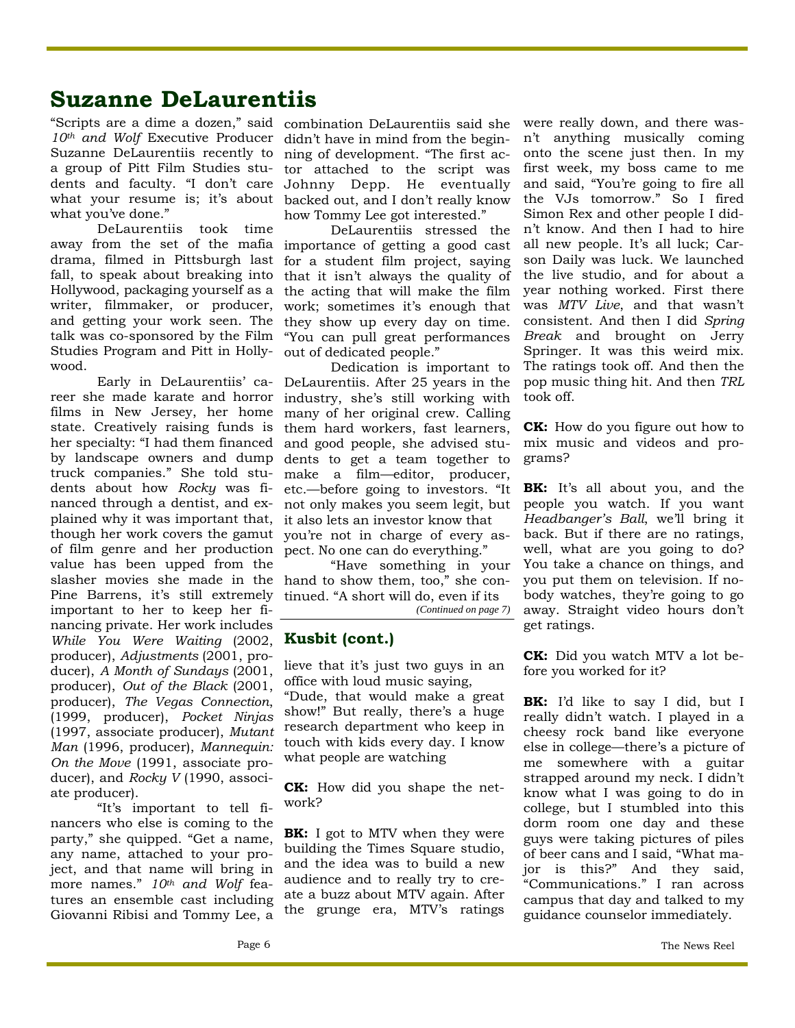# Suzanne DeLaurentiis

"Scripts are a dime a dozen," said *10th and Wolf* Executive Producer Suzanne DeLaurentiis recently to a group of Pitt Film Studies students and faculty. "I don't care what your resume is; it's about what you've done."

DeLaurentiis took time away from the set of the mafia drama, filmed in Pittsburgh last fall, to speak about breaking into Hollywood, packaging yourself as a writer, filmmaker, or producer, and getting your work seen. The talk was co-sponsored by the Film Studies Program and Pitt in Hollywood.

Early in DeLaurentiis' career she made karate and horror films in New Jersey, her home state. Creatively raising funds is her specialty: "I had them financed by landscape owners and dump truck companies." She told students about how *Rocky* was financed through a dentist, and explained why it was important that, though her work covers the gamut of film genre and her production value has been upped from the slasher movies she made in the Pine Barrens, it's still extremely important to her to keep her financing private. Her work includes *While You Were Waiting* (2002, producer), *Adjustments* (2001, producer), *A Month of Sundays* (2001, producer), *Out of the Black* (2001, producer), *The Vegas Connection*, (1999, producer), *Pocket Ninjas* (1997, associate producer), *Mutant Man* (1996, producer), *Mannequin: On the Move* (1991, associate producer), and *Rocky V* (1990, associate producer).

"It's important to tell financers who else is coming to the party," she quipped. "Get a name, any name, attached to your project, and that name will bring in more names." *10th and Wolf* features an ensemble cast including Giovanni Ribisi and Tommy Lee, a combination DeLaurentiis said she didn't have in mind from the beginning of development. "The first actor attached to the script was Johnny Depp. He eventually backed out, and I don't really know how Tommy Lee got interested."

DeLaurentiis stressed the importance of getting a good cast for a student film project, saying that it isn't always the quality of the acting that will make the film work; sometimes it's enough that they show up every day on time. "You can pull great performances out of dedicated people."

Dedication is important to DeLaurentiis. After 25 years in the industry, she's still working with many of her original crew. Calling them hard workers, fast learners, and good people, she advised students to get a team together to make a film—editor, producer, etc.—before going to investors. "It not only makes you seem legit, but it also lets an investor know that you're not in charge of every aspect. No one can do everything."

"Have something in your hand to show them, too," she continued. "A short will do, even if its

*(Continued on page 7)*

## Kusbit (cont.)

lieve that it's just two guys in an office with loud music saying, "Dude, that would make a great show!" But really, there's a huge research department who keep in touch with kids every day. I know what people are watching

**CK:** How did you shape the network?

**BK:** I got to MTV when they were building the Times Square studio, and the idea was to build a new audience and to really try to create a buzz about MTV again. After the grunge era, MTV's ratings were really down, and there wasn't anything musically coming onto the scene just then. In my first week, my boss came to me and said, "You're going to fire all the VJs tomorrow." So I fired Simon Rex and other people I didn't know. And then I had to hire all new people. It's all luck; Carson Daily was luck. We launched the live studio, and for about a year nothing worked. First there was *MTV Live*, and that wasn't consistent. And then I did *Spring Break* and brought on Jerry Springer. It was this weird mix. The ratings took off. And then the pop music thing hit. And then *TRL* took off.

**CK:** How do you figure out how to mix music and videos and programs?

**BK:** It's all about you, and the people you watch. If you want *Headbanger's Ball*, we'll bring it back. But if there are no ratings, well, what are you going to do? You take a chance on things, and you put them on television. If nobody watches, they're going to go away. Straight video hours don't get ratings.

**CK:** Did you watch MTV a lot before you worked for it?

**BK:** I'd like to say I did, but I really didn't watch. I played in a cheesy rock band like everyone else in college—there's a picture of me somewhere with a guitar strapped around my neck. I didn't know what I was going to do in college, but I stumbled into this dorm room one day and these guys were taking pictures of piles of beer cans and I said, "What major is this?" And they said, "Communications." I ran across campus that day and talked to my guidance counselor immediately.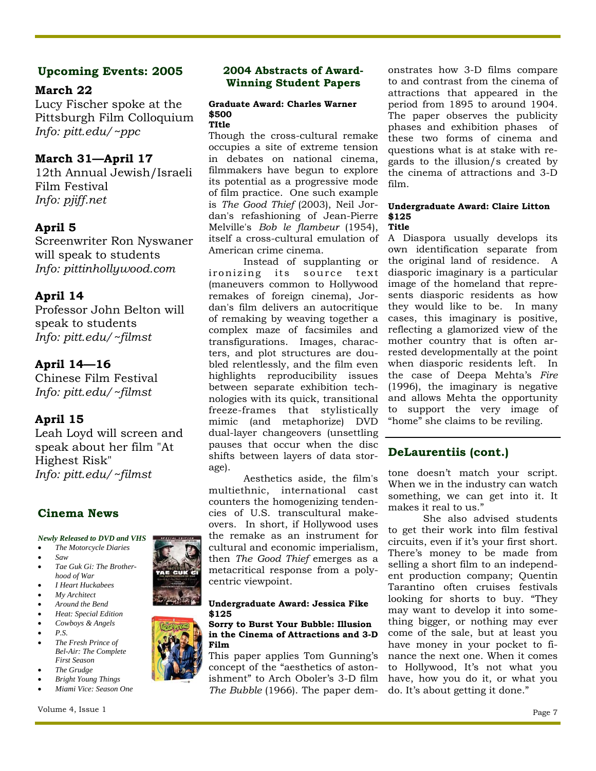## Upcoming Events: 2005

### March 22

Lucy Fischer spoke at the Pittsburgh Film Colloquium
*Info: pitt.edu/~ppc*

### March 31—April 17

12th Annual Jewish/Israeli Film Festival
*Info: pjiff.net*

### April 5

Screenwriter Ron Nyswaner will speak to students
*Info: pittinhollywood.com*

### April 14

Professor John Belton will speak to students
*Info: pitt.edu/~filmst*

### April 14—16

Chinese Film Festival
*Info: pitt.edu/~filmst*

### April 15

Leah Loyd will screen and speak about her film "At Highest Risk"
*Info: pitt.edu/~filmst*

## Cinema News

***Newly Released to DVD and VHS***

- *The Motorcycle Diaries*
- *Saw*
- *Tae Guk Gi: The Brotherhood of War*
- *I Heart Huckabees*
- *My Architect*
- *Around the Bend*
- *Heat: Special Edition*
- *Cowboys & Angels*
- *P.S.*
- *The Fresh Prince of Bel-Air: The Complete First Season*
- *The Grudge*
- *Bright Young Things*
- *Miami Vice: Season One*

## 2004 Abstracts of Award-Winning Student Papers

**Graduate Award: Charles Warner**
**$500**
**TItle**

Though the cross-cultural remake occupies a site of extreme tension in debates on national cinema, filmmakers have begun to explore its potential as a progressive mode of film practice. One such example is *The Good Thief* (2003), Neil Jordan's refashioning of Jean-Pierre Melville's *Bob le flambeur* (1954), itself a cross-cultural emulation of American crime cinema.

Instead of supplanting or ironizing its source text (maneuvers common to Hollywood remakes of foreign cinema), Jordan's film delivers an autocritique of remaking by weaving together a complex maze of facsimiles and transfigurations. Images, characters, and plot structures are doubled relentlessly, and the film even highlights reproducibility issues between separate exhibition technologies with its quick, transitional freeze-frames that stylistically mimic (and metaphorize) DVD dual-layer changeovers (unsettling pauses that occur when the disc shifts between layers of data storage).

Aesthetics aside, the film's multiethnic, international cast counters the homogenizing tendencies of U.S. transcultural makeovers. In short, if Hollywood uses the remake as an instrument for cultural and economic imperialism, then *The Good Thief* emerges as a metacritical response from a polycentric viewpoint.

**Undergraduate Award: Jessica Fike**
**$125**
**Sorry to Burst Your Bubble: Illusion in the Cinema of Attractions and 3-D Film**

This paper applies Tom Gunning's concept of the "aesthetics of astonishment" to Arch Oboler's 3-D film *The Bubble* (1966). The paper demonstrates how 3-D films compare to and contrast from the cinema of attractions that appeared in the period from 1895 to around 1904. The paper observes the publicity phases and exhibition phases of these two forms of cinema and questions what is at stake with regards to the illusion/s created by the cinema of attractions and 3-D film.

**Undergraduate Award: Claire Litton**
**$125**
**Title**

A Diaspora usually develops its own identification separate from the original land of residence. A diasporic imaginary is a particular image of the homeland that represents diasporic residents as how they would like to be. In many cases, this imaginary is positive, reflecting a glamorized view of the mother country that is often arrested developmentally at the point when diasporic residents left. In the case of Deepa Mehta's *Fire* (1996), the imaginary is negative and allows Mehta the opportunity to support the very image of "home" she claims to be reviling.

## DeLaurentiis (cont.)

tone doesn't match your script. When we in the industry can watch something, we can get into it. It makes it real to us."

She also advised students to get their work into film festival circuits, even if it's your first short. There's money to be made from selling a short film to an independent production company; Quentin Tarantino often cruises festivals looking for shorts to buy. "They may want to develop it into something bigger, or nothing may ever come of the sale, but at least you have money in your pocket to finance the next one. When it comes to Hollywood, It's not what you have, how you do it, or what you do. It's about getting it done."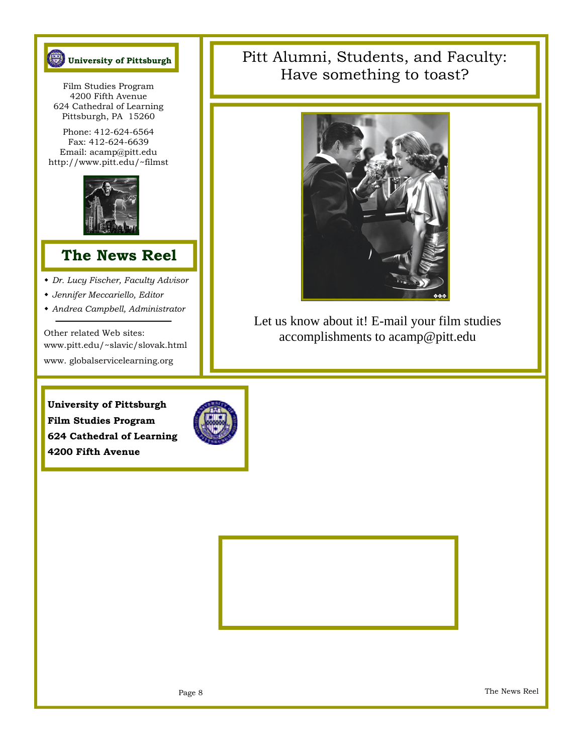**University of Pittsburgh**

Film Studies Program
4200 Fifth Avenue
624 Cathedral of Learning
Pittsburgh, PA 15260

Phone: 412-624-6564
Fax: 412-624-6639
Email: acamp@pitt.edu
http://www.pitt.edu/~filmst

## The News Reel

- *Dr. Lucy Fischer, Faculty Advisor*
- *Jennifer Meccariello, Editor*
- *Andrea Campbell, Administrator*

Other related Web sites:
www.pitt.edu/~slavic/slovak.html
www. globalservicelearning.org

# Pitt Alumni, Students, and Faculty: Have something to toast?

Let us know about it! E-mail your film studies accomplishments to acamp@pitt.edu

**University of Pittsburgh**
**Film Studies Program**
**624 Cathedral of Learning**
**4200 Fifth Avenue**